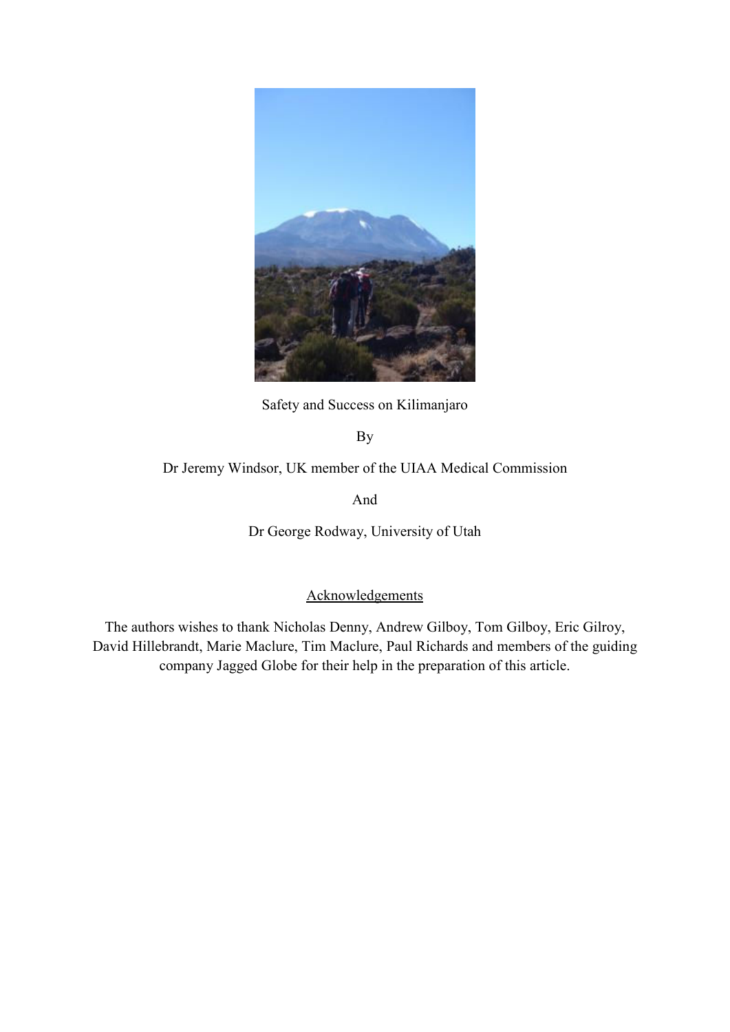# Safety and Success on Kilimanjaro

By

Dr Jeremy Windsor, UK member of the UIAA Medical Commission

And

Dr George Rodway, University of Utah

## Acknowledgements

The authors wishes to thank Nicholas Denny, Andrew Gilboy, Tom Gilboy, Eric Gilroy, David Hillebrandt, Marie Maclure, Tim Maclure, Paul Richards and members of the guiding company Jagged Globe for their help in the preparation of this article.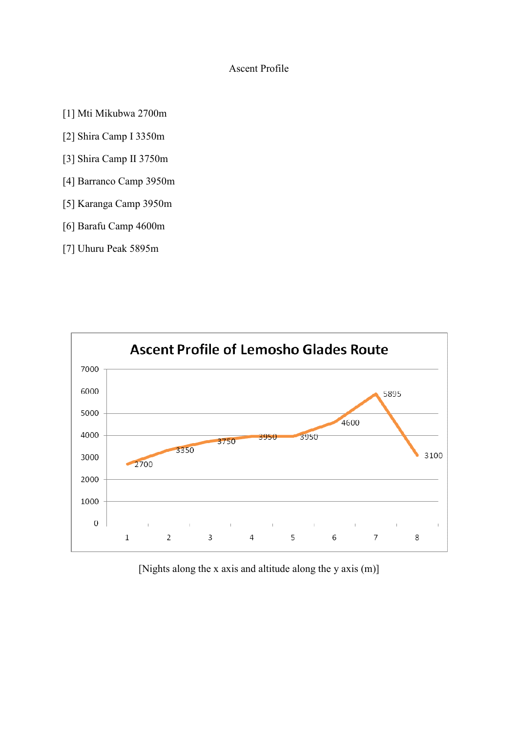Ascent Profile

[1] Mti Mikubwa 2700m

[2] Shira Camp I 3350m

[3] Shira Camp II 3750m

[4] Barranco Camp 3950m

[5] Karanga Camp 3950m

[6] Barafu Camp 4600m

[7] Uhuru Peak 5895m

**Ascent Profile of Lemosho Glades Route**

| Night | Altitude (m) |
|---|---|
| 1 | 2700 |
| 2 | 3350 |
| 3 | 3750 |
| 4 | 3950 |
| 5 | 3950 |
| 6 | 4600 |
| 7 | 5895 |
| 8 | 3100 |

[Nights along the x axis and altitude along the y axis (m)]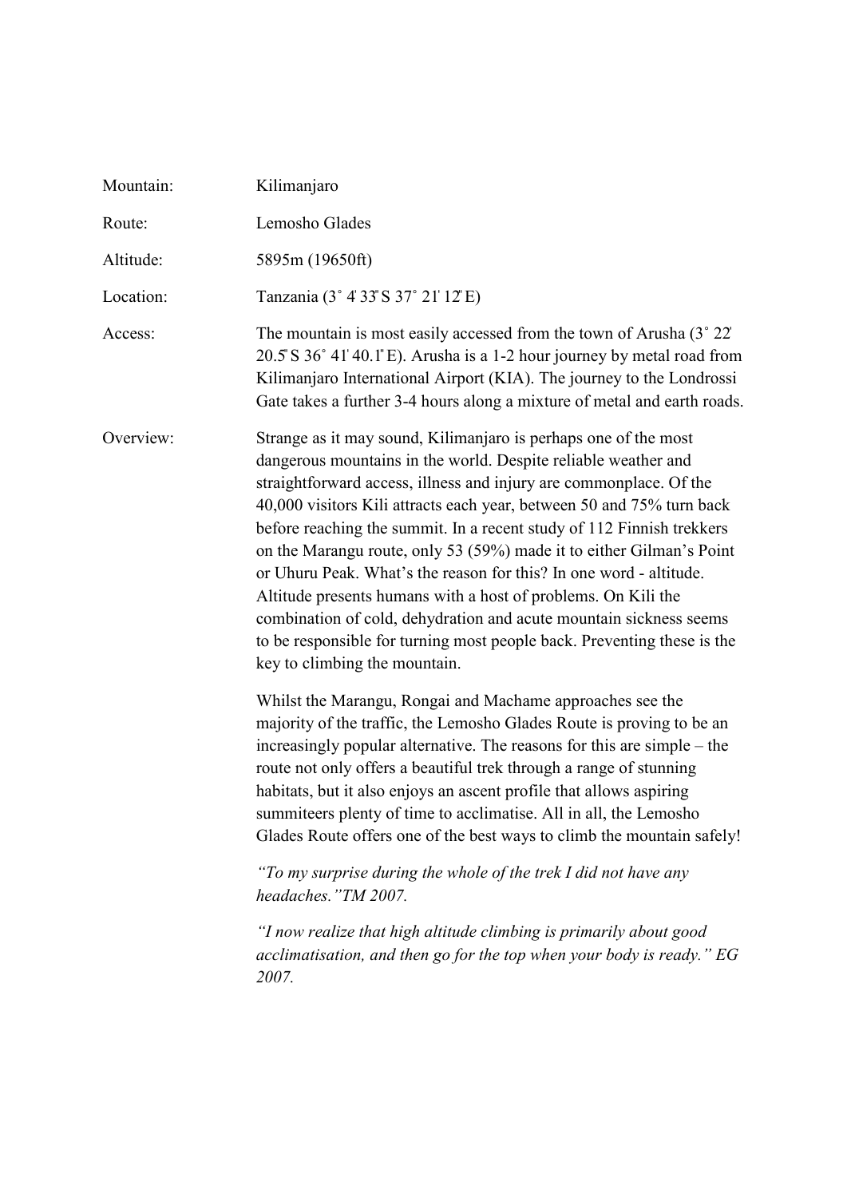| | |
|---|---|
| Mountain: | Kilimanjaro |
| Route: | Lemosho Glades |
| Altitude: | 5895m (19650ft) |
| Location: | Tanzania (3˚ 4' 33" S 37˚ 21' 12" E) |
| Access: | The mountain is most easily accessed from the town of Arusha (3˚ 22' 20.5" S 36˚ 41' 40.1" E). Arusha is a 1-2 hour journey by metal road from Kilimanjaro International Airport (KIA). The journey to the Londrossi Gate takes a further 3-4 hours along a mixture of metal and earth roads. |

Overview:

Strange as it may sound, Kilimanjaro is perhaps one of the most dangerous mountains in the world. Despite reliable weather and straightforward access, illness and injury are commonplace. Of the 40,000 visitors Kili attracts each year, between 50 and 75% turn back before reaching the summit. In a recent study of 112 Finnish trekkers on the Marangu route, only 53 (59%) made it to either Gilman's Point or Uhuru Peak. What's the reason for this? In one word - altitude. Altitude presents humans with a host of problems. On Kili the combination of cold, dehydration and acute mountain sickness seems to be responsible for turning most people back. Preventing these is the key to climbing the mountain.

Whilst the Marangu, Rongai and Machame approaches see the majority of the traffic, the Lemosho Glades Route is proving to be an increasingly popular alternative. The reasons for this are simple – the route not only offers a beautiful trek through a range of stunning habitats, but it also enjoys an ascent profile that allows aspiring summiteers plenty of time to acclimatise. All in all, the Lemosho Glades Route offers one of the best ways to climb the mountain safely!

*"To my surprise during the whole of the trek I did not have any headaches."TM 2007.*

*"I now realize that high altitude climbing is primarily about good acclimatisation, and then go for the top when your body is ready." EG 2007.*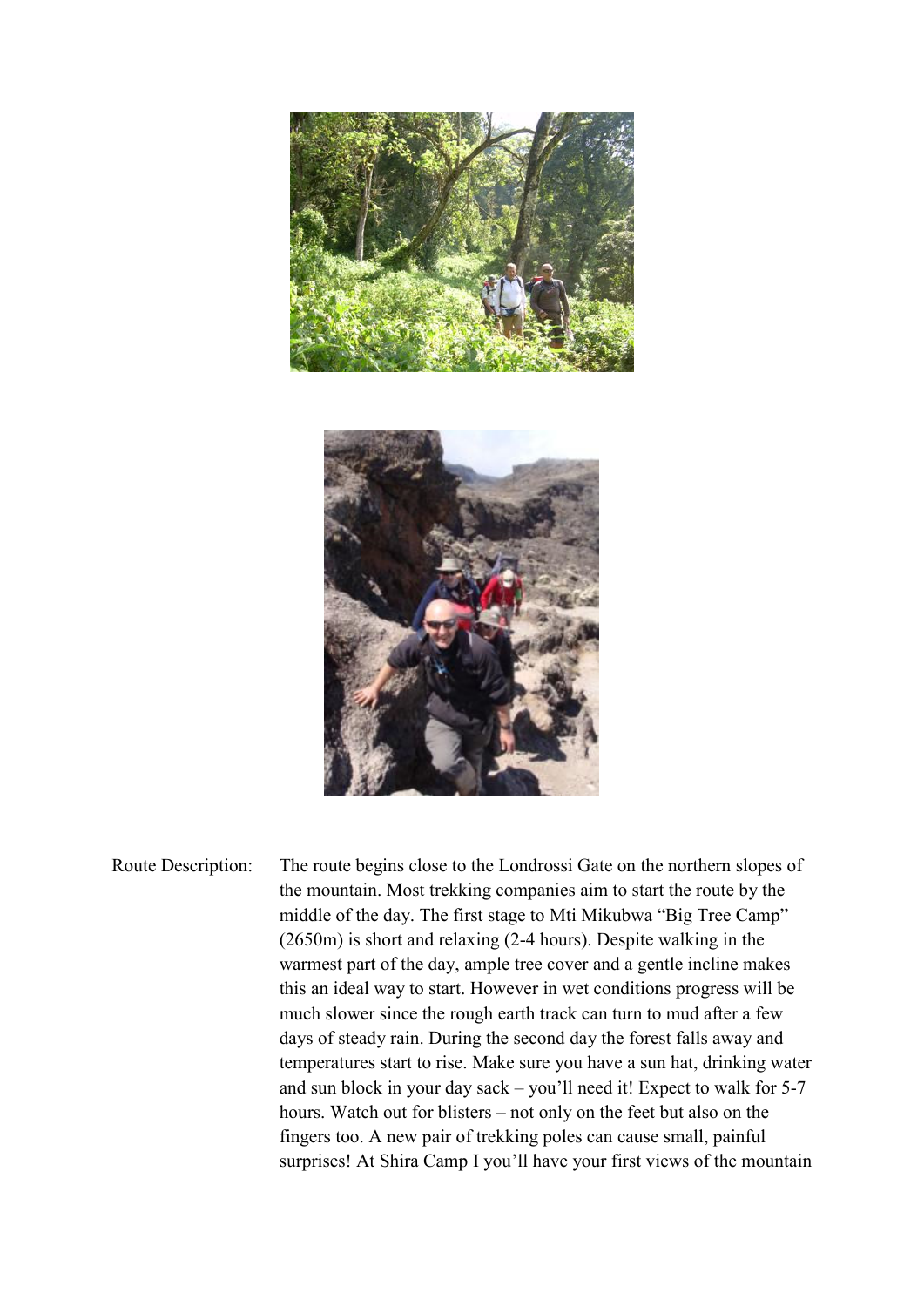Route Description: The route begins close to the Londrossi Gate on the northern slopes of the mountain. Most trekking companies aim to start the route by the middle of the day. The first stage to Mti Mikubwa "Big Tree Camp" (2650m) is short and relaxing (2-4 hours). Despite walking in the warmest part of the day, ample tree cover and a gentle incline makes this an ideal way to start. However in wet conditions progress will be much slower since the rough earth track can turn to mud after a few days of steady rain. During the second day the forest falls away and temperatures start to rise. Make sure you have a sun hat, drinking water and sun block in your day sack – you'll need it! Expect to walk for 5-7 hours. Watch out for blisters – not only on the feet but also on the fingers too. A new pair of trekking poles can cause small, painful surprises! At Shira Camp I you'll have your first views of the mountain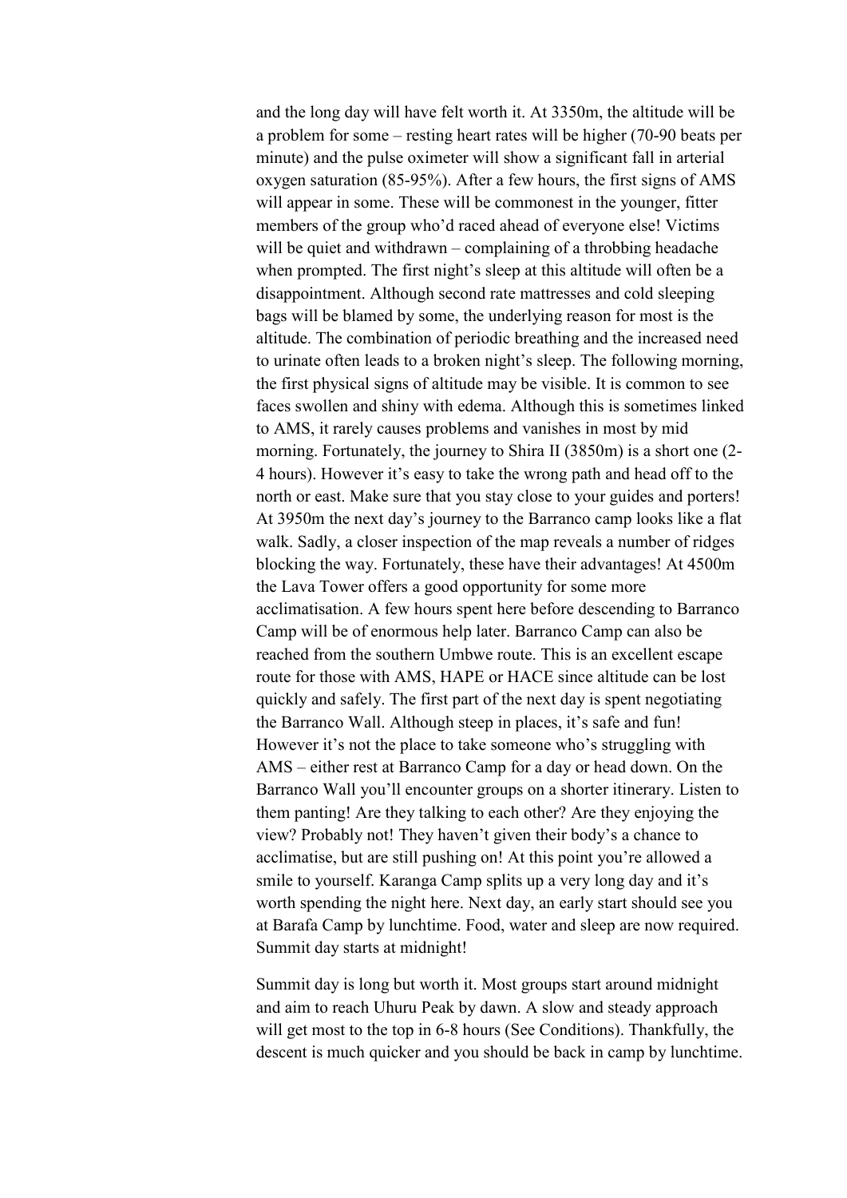and the long day will have felt worth it. At 3350m, the altitude will be a problem for some – resting heart rates will be higher (70-90 beats per minute) and the pulse oximeter will show a significant fall in arterial oxygen saturation (85-95%). After a few hours, the first signs of AMS will appear in some. These will be commonest in the younger, fitter members of the group who'd raced ahead of everyone else! Victims will be quiet and withdrawn – complaining of a throbbing headache when prompted. The first night's sleep at this altitude will often be a disappointment. Although second rate mattresses and cold sleeping bags will be blamed by some, the underlying reason for most is the altitude. The combination of periodic breathing and the increased need to urinate often leads to a broken night's sleep. The following morning, the first physical signs of altitude may be visible. It is common to see faces swollen and shiny with edema. Although this is sometimes linked to AMS, it rarely causes problems and vanishes in most by mid morning. Fortunately, the journey to Shira II (3850m) is a short one (2-4 hours). However it's easy to take the wrong path and head off to the north or east. Make sure that you stay close to your guides and porters! At 3950m the next day's journey to the Barranco camp looks like a flat walk. Sadly, a closer inspection of the map reveals a number of ridges blocking the way. Fortunately, these have their advantages! At 4500m the Lava Tower offers a good opportunity for some more acclimatisation. A few hours spent here before descending to Barranco Camp will be of enormous help later. Barranco Camp can also be reached from the southern Umbwe route. This is an excellent escape route for those with AMS, HAPE or HACE since altitude can be lost quickly and safely. The first part of the next day is spent negotiating the Barranco Wall. Although steep in places, it's safe and fun! However it's not the place to take someone who's struggling with AMS – either rest at Barranco Camp for a day or head down. On the Barranco Wall you'll encounter groups on a shorter itinerary. Listen to them panting! Are they talking to each other? Are they enjoying the view? Probably not! They haven't given their body's a chance to acclimatise, but are still pushing on! At this point you're allowed a smile to yourself. Karanga Camp splits up a very long day and it's worth spending the night here. Next day, an early start should see you at Barafa Camp by lunchtime. Food, water and sleep are now required. Summit day starts at midnight!

Summit day is long but worth it. Most groups start around midnight and aim to reach Uhuru Peak by dawn. A slow and steady approach will get most to the top in 6-8 hours (See Conditions). Thankfully, the descent is much quicker and you should be back in camp by lunchtime.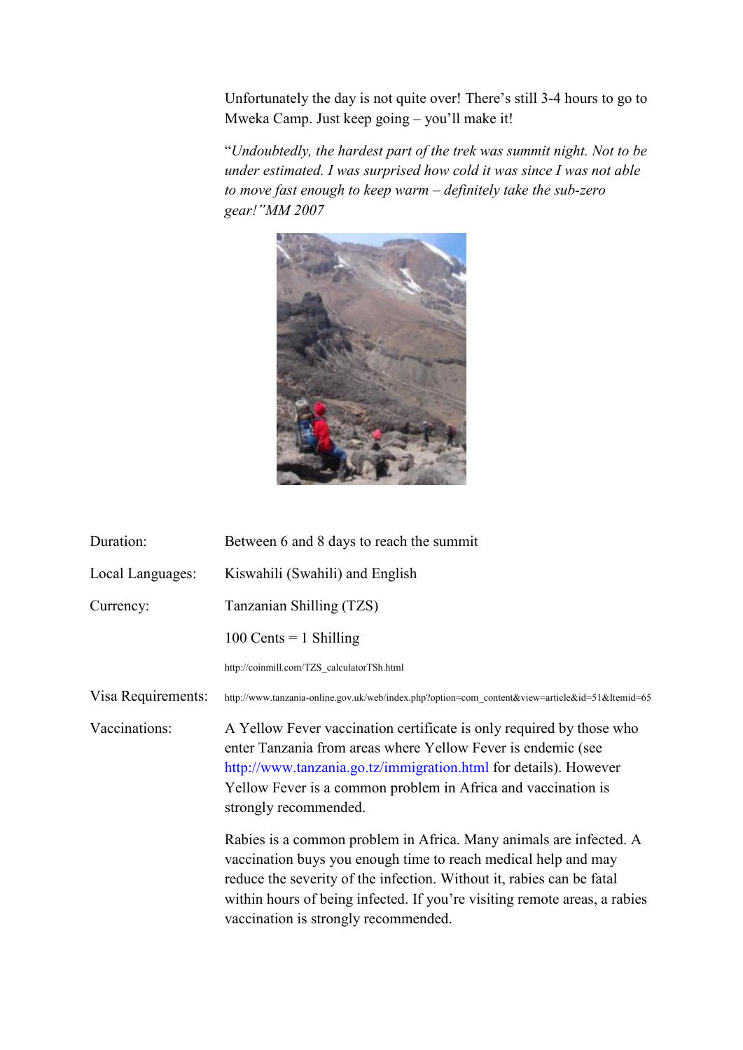Unfortunately the day is not quite over! There's still 3-4 hours to go to Mweka Camp. Just keep going – you'll make it!

"*Undoubtedly, the hardest part of the trek was summit night. Not to be under estimated. I was surprised how cold it was since I was not able to move fast enough to keep warm – definitely take the sub-zero gear!"MM 2007*

| | |
|---|---|
| Duration: | Between 6 and 8 days to reach the summit |
| Local Languages: | Kiswahili (Swahili) and English |
| Currency: | Tanzanian Shilling (TZS) |
| | 100 Cents = 1 Shilling |
| | http://coinmill.com/TZS_calculatorTSh.html |
| Visa Requirements: | http://www.tanzania-online.gov.uk/web/index.php?option=com_content&view=article&id=51&Itemid=65 |
| Vaccinations: | A Yellow Fever vaccination certificate is only required by those who enter Tanzania from areas where Yellow Fever is endemic (see http://www.tanzania.go.tz/immigration.html for details). However Yellow Fever is a common problem in Africa and vaccination is strongly recommended. |
| | Rabies is a common problem in Africa. Many animals are infected. A vaccination buys you enough time to reach medical help and may reduce the severity of the infection. Without it, rabies can be fatal within hours of being infected. If you're visiting remote areas, a rabies vaccination is strongly recommended. |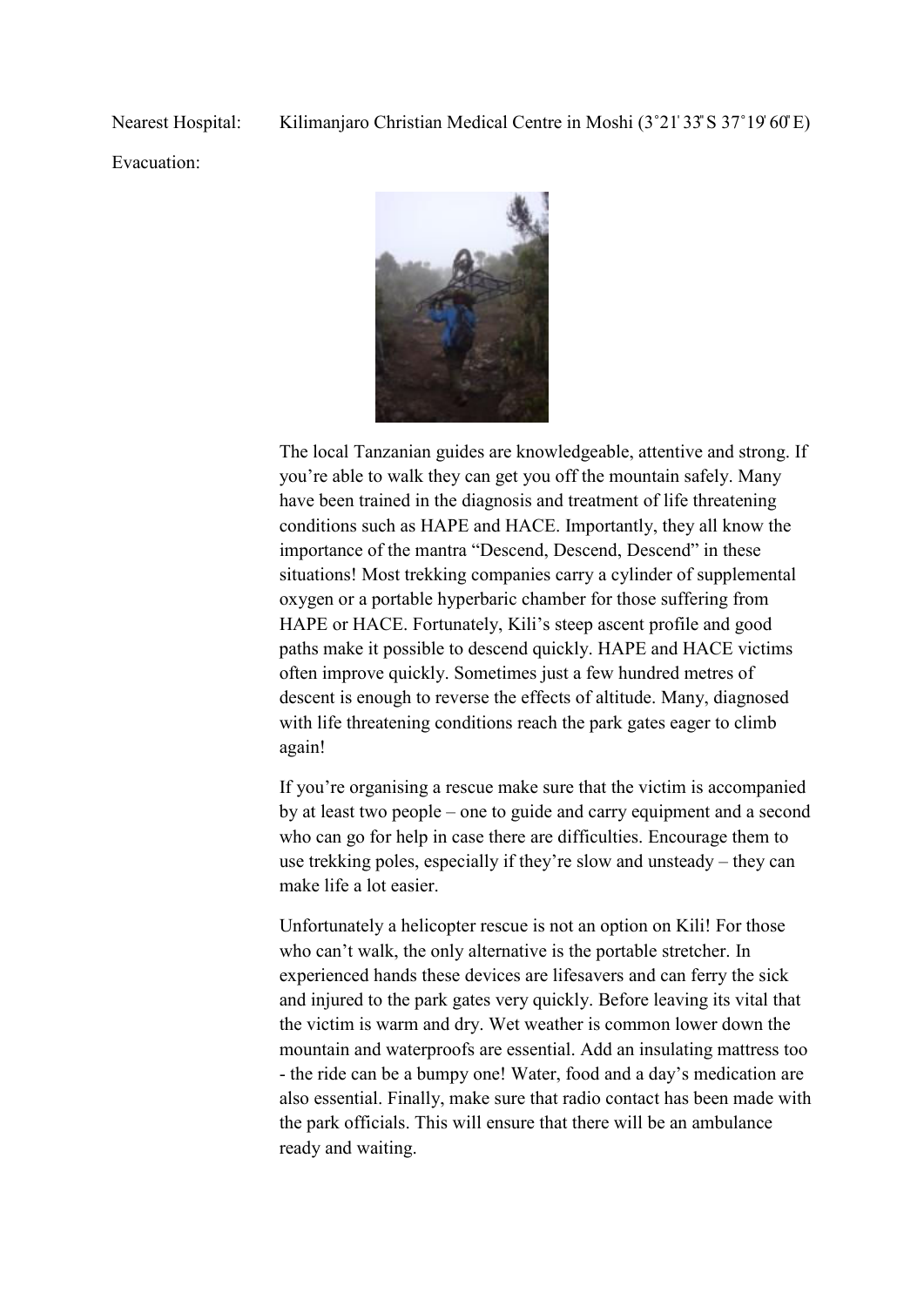Nearest Hospital: Kilimanjaro Christian Medical Centre in Moshi (3˚21' 33" S 37˚19' 60" E)

Evacuation:

The local Tanzanian guides are knowledgeable, attentive and strong. If you're able to walk they can get you off the mountain safely. Many have been trained in the diagnosis and treatment of life threatening conditions such as HAPE and HACE. Importantly, they all know the importance of the mantra "Descend, Descend, Descend" in these situations! Most trekking companies carry a cylinder of supplemental oxygen or a portable hyperbaric chamber for those suffering from HAPE or HACE. Fortunately, Kili's steep ascent profile and good paths make it possible to descend quickly. HAPE and HACE victims often improve quickly. Sometimes just a few hundred metres of descent is enough to reverse the effects of altitude. Many, diagnosed with life threatening conditions reach the park gates eager to climb again!

If you're organising a rescue make sure that the victim is accompanied by at least two people – one to guide and carry equipment and a second who can go for help in case there are difficulties. Encourage them to use trekking poles, especially if they're slow and unsteady – they can make life a lot easier.

Unfortunately a helicopter rescue is not an option on Kili! For those who can't walk, the only alternative is the portable stretcher. In experienced hands these devices are lifesavers and can ferry the sick and injured to the park gates very quickly. Before leaving its vital that the victim is warm and dry. Wet weather is common lower down the mountain and waterproofs are essential. Add an insulating mattress too - the ride can be a bumpy one! Water, food and a day's medication are also essential. Finally, make sure that radio contact has been made with the park officials. This will ensure that there will be an ambulance ready and waiting.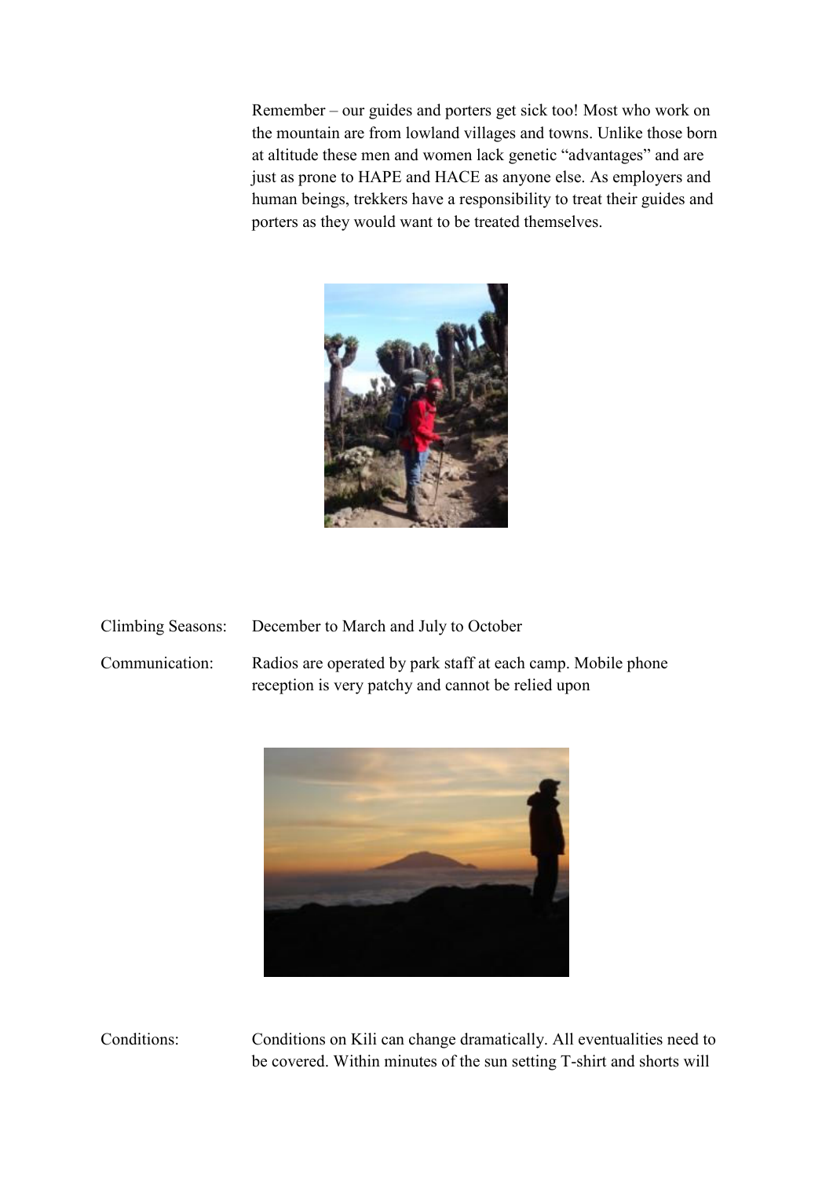Remember – our guides and porters get sick too! Most who work on the mountain are from lowland villages and towns. Unlike those born at altitude these men and women lack genetic "advantages" and are just as prone to HAPE and HACE as anyone else. As employers and human beings, trekkers have a responsibility to treat their guides and porters as they would want to be treated themselves.

Climbing Seasons: December to March and July to October

Communication: Radios are operated by park staff at each camp. Mobile phone reception is very patchy and cannot be relied upon

Conditions: Conditions on Kili can change dramatically. All eventualities need to be covered. Within minutes of the sun setting T-shirt and shorts will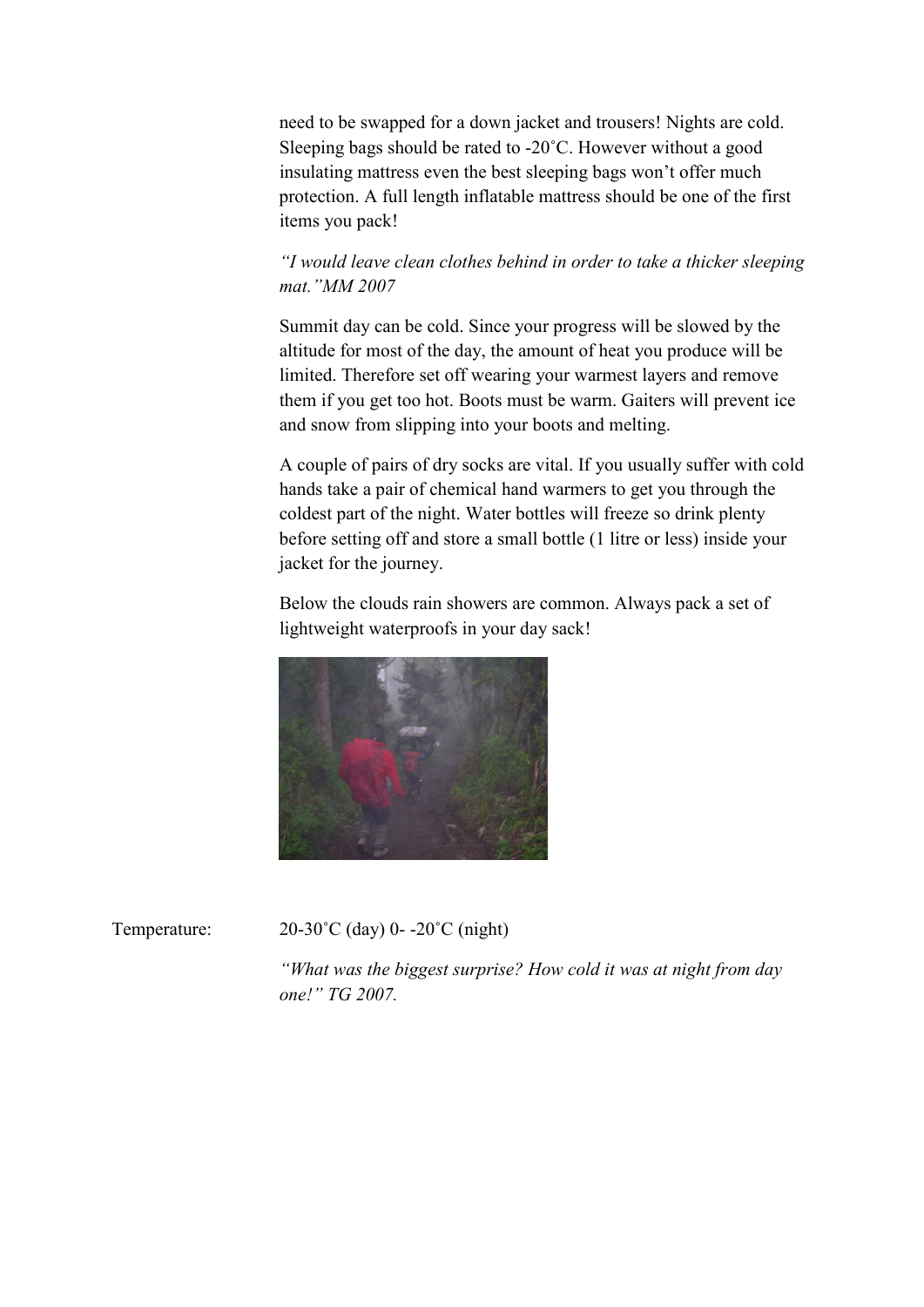need to be swapped for a down jacket and trousers! Nights are cold. Sleeping bags should be rated to -20˚C. However without a good insulating mattress even the best sleeping bags won't offer much protection. A full length inflatable mattress should be one of the first items you pack!

*"I would leave clean clothes behind in order to take a thicker sleeping mat." MM 2007*

Summit day can be cold. Since your progress will be slowed by the altitude for most of the day, the amount of heat you produce will be limited. Therefore set off wearing your warmest layers and remove them if you get too hot. Boots must be warm. Gaiters will prevent ice and snow from slipping into your boots and melting.

A couple of pairs of dry socks are vital. If you usually suffer with cold hands take a pair of chemical hand warmers to get you through the coldest part of the night. Water bottles will freeze so drink plenty before setting off and store a small bottle (1 litre or less) inside your jacket for the journey.

Below the clouds rain showers are common. Always pack a set of lightweight waterproofs in your day sack!

Temperature: 20-30˚C (day) 0- -20˚C (night)

*"What was the biggest surprise? How cold it was at night from day one!" TG 2007.*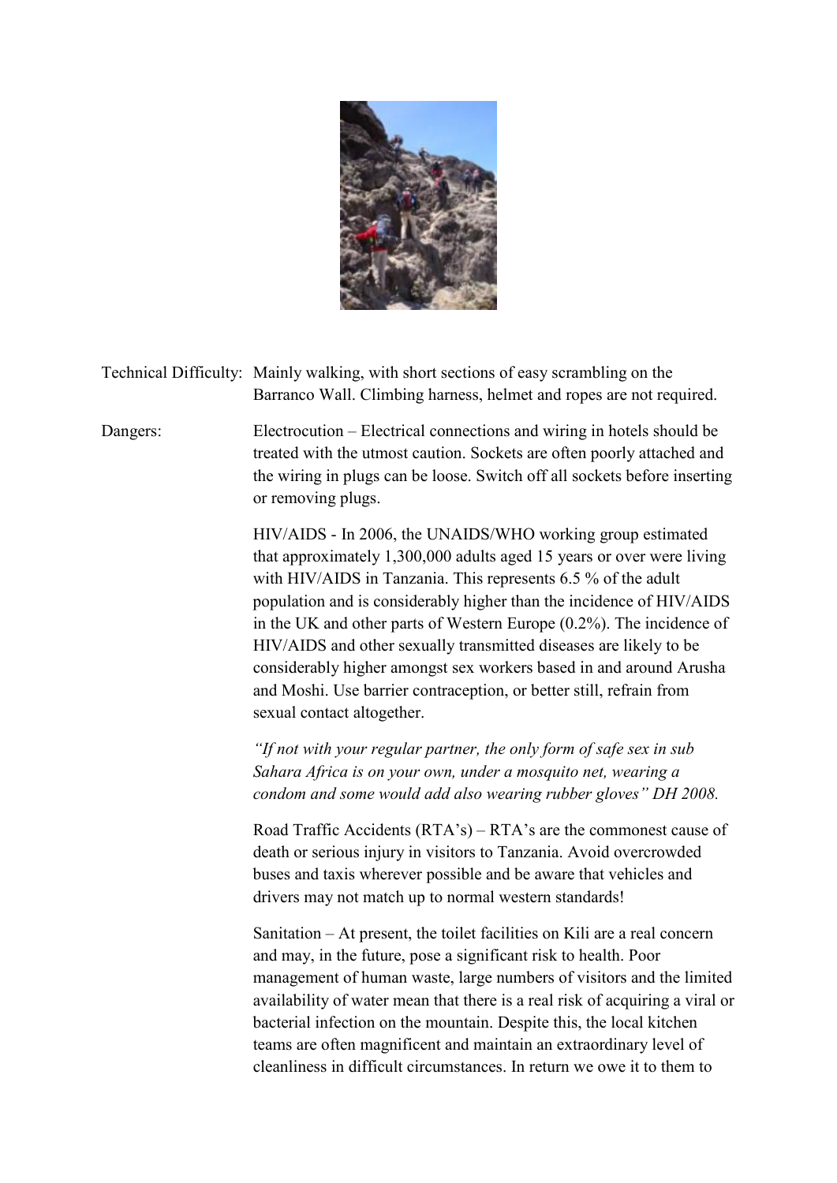Technical Difficulty: Mainly walking, with short sections of easy scrambling on the Barranco Wall. Climbing harness, helmet and ropes are not required.

Dangers: Electrocution – Electrical connections and wiring in hotels should be treated with the utmost caution. Sockets are often poorly attached and the wiring in plugs can be loose. Switch off all sockets before inserting or removing plugs.

HIV/AIDS - In 2006, the UNAIDS/WHO working group estimated that approximately 1,300,000 adults aged 15 years or over were living with HIV/AIDS in Tanzania. This represents 6.5 % of the adult population and is considerably higher than the incidence of HIV/AIDS in the UK and other parts of Western Europe (0.2%). The incidence of HIV/AIDS and other sexually transmitted diseases are likely to be considerably higher amongst sex workers based in and around Arusha and Moshi. Use barrier contraception, or better still, refrain from sexual contact altogether.

*"If not with your regular partner, the only form of safe sex in sub Sahara Africa is on your own, under a mosquito net, wearing a condom and some would add also wearing rubber gloves" DH 2008.*

Road Traffic Accidents (RTA's) – RTA's are the commonest cause of death or serious injury in visitors to Tanzania. Avoid overcrowded buses and taxis wherever possible and be aware that vehicles and drivers may not match up to normal western standards!

Sanitation – At present, the toilet facilities on Kili are a real concern and may, in the future, pose a significant risk to health. Poor management of human waste, large numbers of visitors and the limited availability of water mean that there is a real risk of acquiring a viral or bacterial infection on the mountain. Despite this, the local kitchen teams are often magnificent and maintain an extraordinary level of cleanliness in difficult circumstances. In return we owe it to them to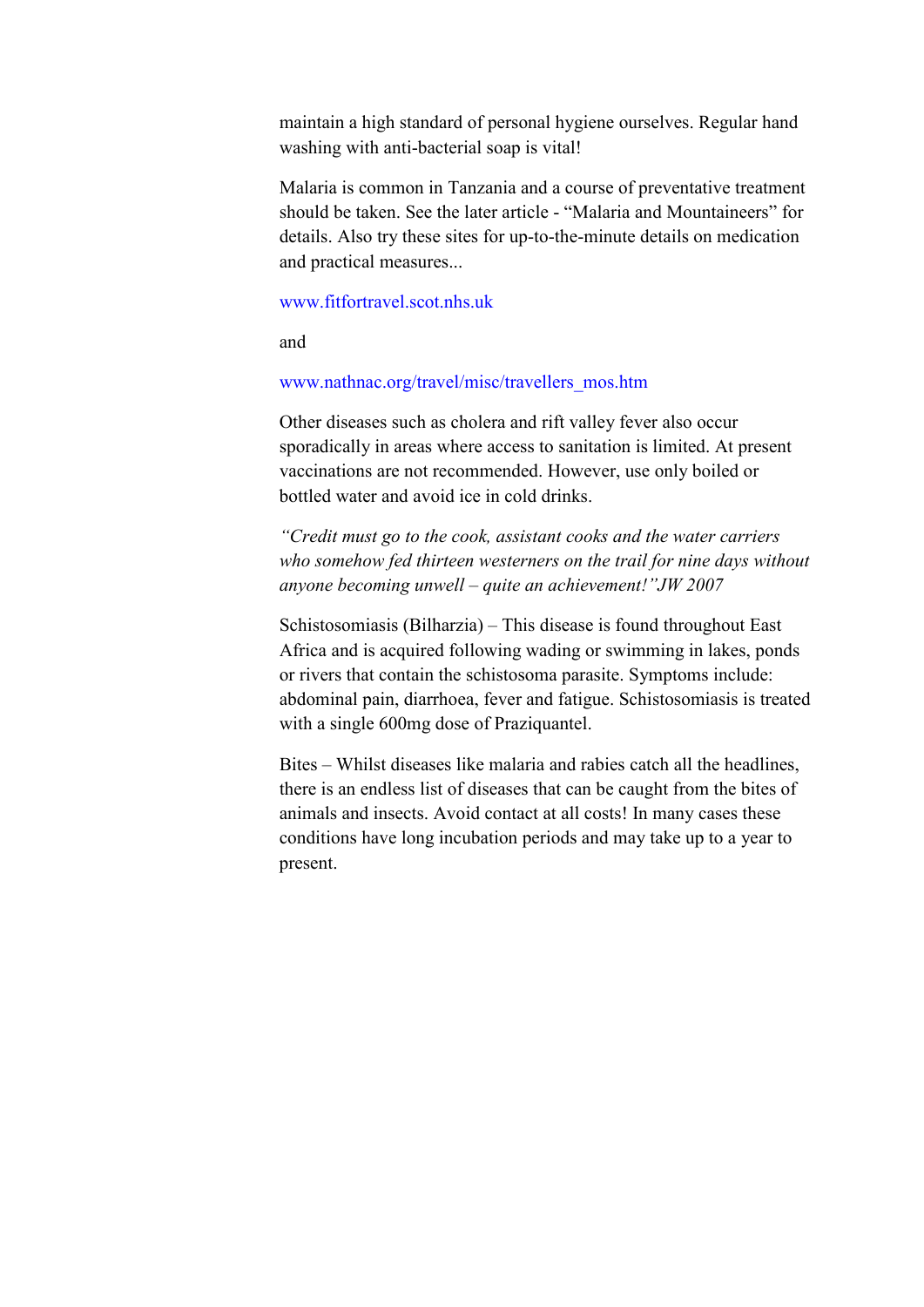maintain a high standard of personal hygiene ourselves. Regular hand washing with anti-bacterial soap is vital!

Malaria is common in Tanzania and a course of preventative treatment should be taken. See the later article - "Malaria and Mountaineers" for details. Also try these sites for up-to-the-minute details on medication and practical measures...

www.fitfortravel.scot.nhs.uk

and

www.nathnac.org/travel/misc/travellers_mos.htm

Other diseases such as cholera and rift valley fever also occur sporadically in areas where access to sanitation is limited. At present vaccinations are not recommended. However, use only boiled or bottled water and avoid ice in cold drinks.

*"Credit must go to the cook, assistant cooks and the water carriers who somehow fed thirteen westerners on the trail for nine days without anyone becoming unwell – quite an achievement!" JW 2007*

Schistosomiasis (Bilharzia) – This disease is found throughout East Africa and is acquired following wading or swimming in lakes, ponds or rivers that contain the schistosoma parasite. Symptoms include: abdominal pain, diarrhoea, fever and fatigue. Schistosomiasis is treated with a single 600mg dose of Praziquantel.

Bites – Whilst diseases like malaria and rabies catch all the headlines, there is an endless list of diseases that can be caught from the bites of animals and insects. Avoid contact at all costs! In many cases these conditions have long incubation periods and may take up to a year to present.